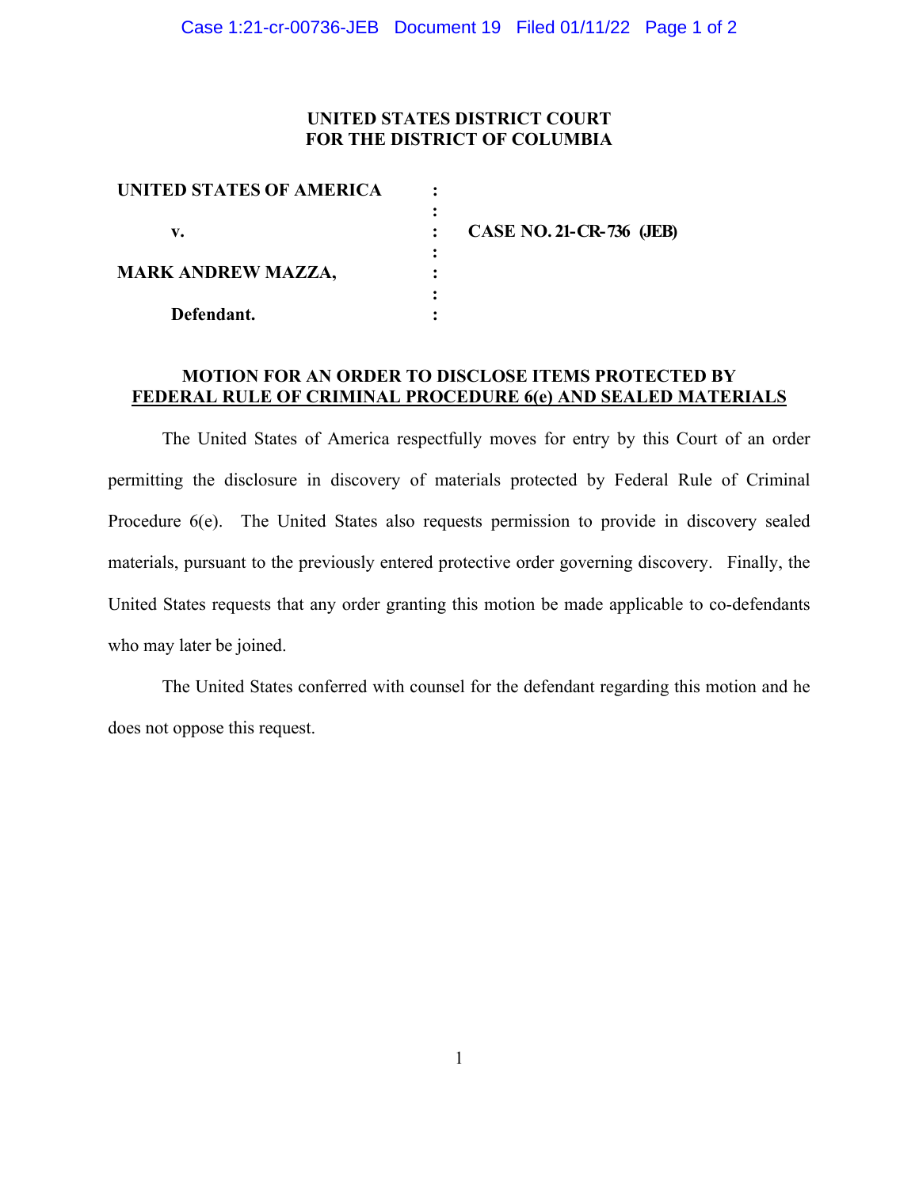**UNITED STATES DISTRICT COURT**
**FOR THE DISTRICT OF COLUMBIA**

| | | |
|---|---|---|
| **UNITED STATES OF AMERICA** | : | |
| | : | |
| **v.** | : | **CASE NO. 21-CR-736 (JEB)** |
| | : | |
| **MARK ANDREW MAZZA,** | : | |
| | : | |
| **Defendant.** | : | |

**MOTION FOR AN ORDER TO DISCLOSE ITEMS PROTECTED BY FEDERAL RULE OF CRIMINAL PROCEDURE 6(e) AND SEALED MATERIALS**

The United States of America respectfully moves for entry by this Court of an order permitting the disclosure in discovery of materials protected by Federal Rule of Criminal Procedure 6(e). The United States also requests permission to provide in discovery sealed materials, pursuant to the previously entered protective order governing discovery. Finally, the United States requests that any order granting this motion be made applicable to co-defendants who may later be joined.

The United States conferred with counsel for the defendant regarding this motion and he does not oppose this request.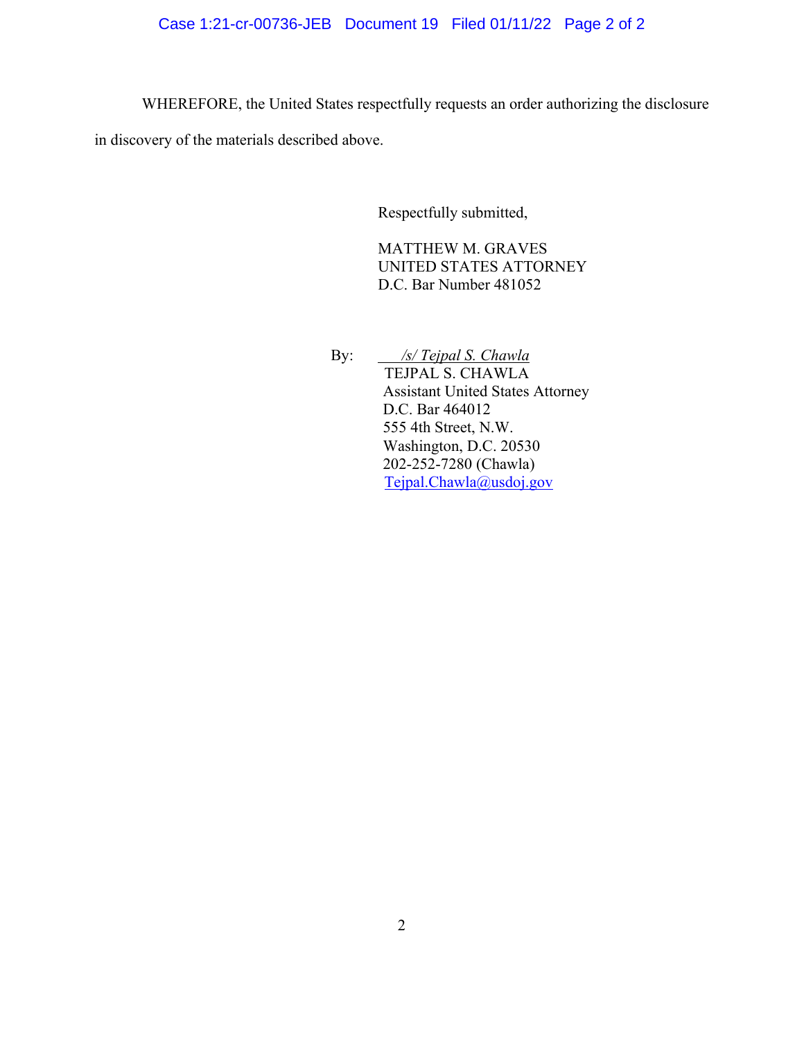WHEREFORE, the United States respectfully requests an order authorizing the disclosure in discovery of the materials described above.

Respectfully submitted,

MATTHEW M. GRAVES
UNITED STATES ATTORNEY
D.C. Bar Number 481052

By: *\/s/ Tejpal S. Chawla*
TEJPAL S. CHAWLA
Assistant United States Attorney
D.C. Bar 464012
555 4th Street, N.W.
Washington, D.C. 20530
202-252-7280 (Chawla)
Tejpal.Chawla@usdoj.gov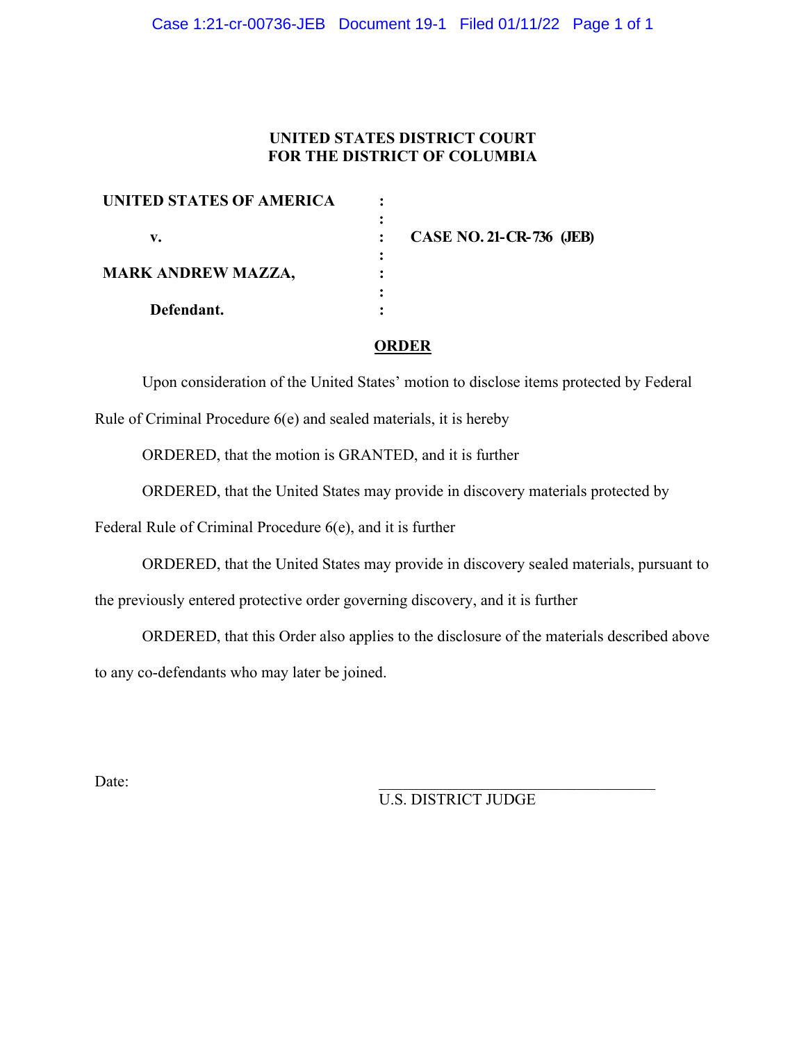**UNITED STATES DISTRICT COURT**
**FOR THE DISTRICT OF COLUMBIA**

| | | |
|---|---|---|
| **UNITED STATES OF AMERICA** | : | |
| | : | |
| **v.** | : | **CASE NO. 21-CR-736 (JEB)** |
| | : | |
| **MARK ANDREW MAZZA,** | : | |
| | : | |
| **Defendant.** | : | |

**ORDER**

Upon consideration of the United States' motion to disclose items protected by Federal Rule of Criminal Procedure 6(e) and sealed materials, it is hereby

ORDERED, that the motion is GRANTED, and it is further

ORDERED, that the United States may provide in discovery materials protected by Federal Rule of Criminal Procedure 6(e), and it is further

ORDERED, that the United States may provide in discovery sealed materials, pursuant to the previously entered protective order governing discovery, and it is further

ORDERED, that this Order also applies to the disclosure of the materials described above to any co-defendants who may later be joined.

Date: \_\_\_\_\_\_\_\_\_\_\_\_\_\_\_\_\_\_\_\_\_\_\_\_\_\_\_\_\_\_\_\_\_\_\_\_

U.S. DISTRICT JUDGE